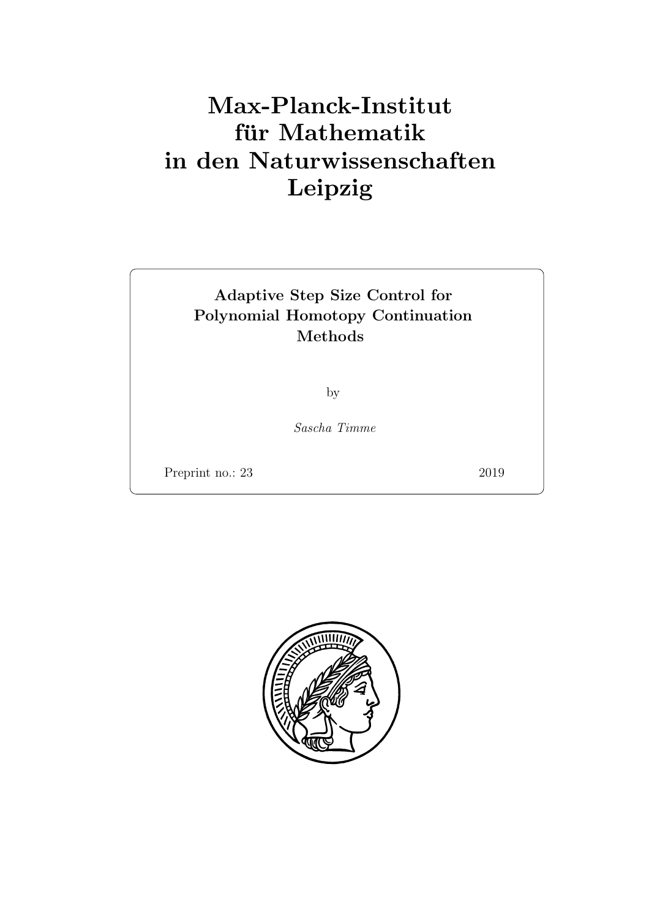# Max-Planck-Institut für Mathematik in den Naturwissenschaften Leipzig

**Adaptive Step Size Control for Polynomial Homotopy Continuation Methods**

by

*Sascha Timme*

Preprint no.: 23 2019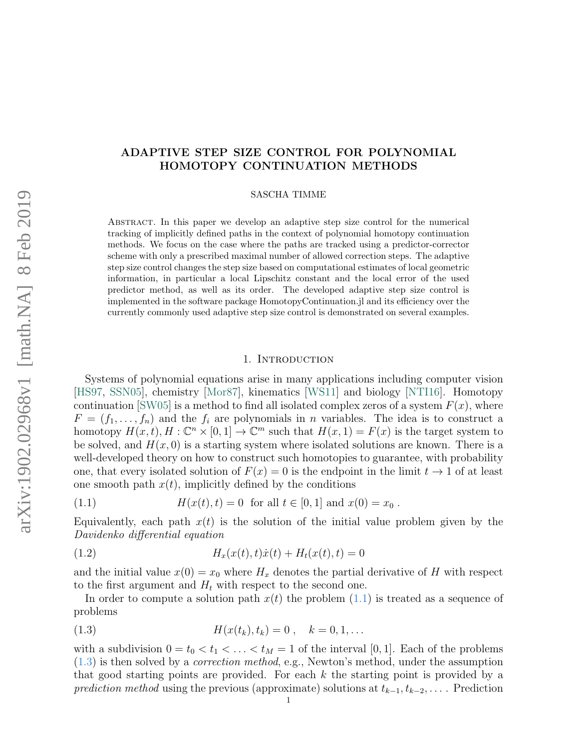# ADAPTIVE STEP SIZE CONTROL FOR POLYNOMIAL HOMOTOPY CONTINUATION METHODS

SASCHA TIMME

Abstract. In this paper we develop an adaptive step size control for the numerical tracking of implicitly defined paths in the context of polynomial homotopy continuation methods. We focus on the case where the paths are tracked using a predictor-corrector scheme with only a prescribed maximal number of allowed correction steps. The adaptive step size control changes the step size based on computational estimates of local geometric information, in particular a local Lipschitz constant and the local error of the used predictor method, as well as its order. The developed adaptive step size control is implemented in the software package HomotopyContinuation.jl and its efficiency over the currently commonly used adaptive step size control is demonstrated on several examples.

## 1. Introduction

Systems of polynomial equations arise in many applications including computer vision [HS97, SSN05], chemistry [Mor87], kinematics [WS11] and biology [NTI16]. Homotopy continuation [SW05] is a method to find all isolated complex zeros of a system $F(x)$, where $F = (f_1, \ldots, f_n)$ and the $f_i$ are polynomials in $n$ variables. The idea is to construct a homotopy $H(x,t)$, $H : \mathbb{C}^n \times [0,1] \to \mathbb{C}^m$ such that $H(x,1) = F(x)$ is the target system to be solved, and $H(x,0)$ is a starting system where isolated solutions are known. There is a well-developed theory on how to construct such homotopies to guarantee, with probability one, that every isolated solution of $F(x) = 0$ is the endpoint in the limit $t \to 1$ of at least one smooth path $x(t)$, implicitly defined by the conditions

$$H(x(t),t) = 0 \ \text{ for all } t \in [0,1] \text{ and } x(0) = x_0 \ . \tag{1.1}$$

Equivalently, each path $x(t)$ is the solution of the initial value problem given by the *Davidenko differential equation*

$$H_x(x(t),t)\dot{x}(t) + H_t(x(t),t) = 0 \tag{1.2}$$

and the initial value $x(0) = x_0$ where $H_x$ denotes the partial derivative of $H$ with respect to the first argument and $H_t$ with respect to the second one.

In order to compute a solution path $x(t)$ the problem (1.1) is treated as a sequence of problems

$$H(x(t_k),t_k) = 0 \ , \quad k = 0,1,\ldots \tag{1.3}$$

with a subdivision $0 = t_0 < t_1 < \ldots < t_M = 1$ of the interval $[0,1]$. Each of the problems (1.3) is then solved by a *correction method*, e.g., Newton's method, under the assumption that good starting points are provided. For each $k$ the starting point is provided by a *prediction method* using the previous (approximate) solutions at $t_{k-1}, t_{k-2}, \ldots$. Prediction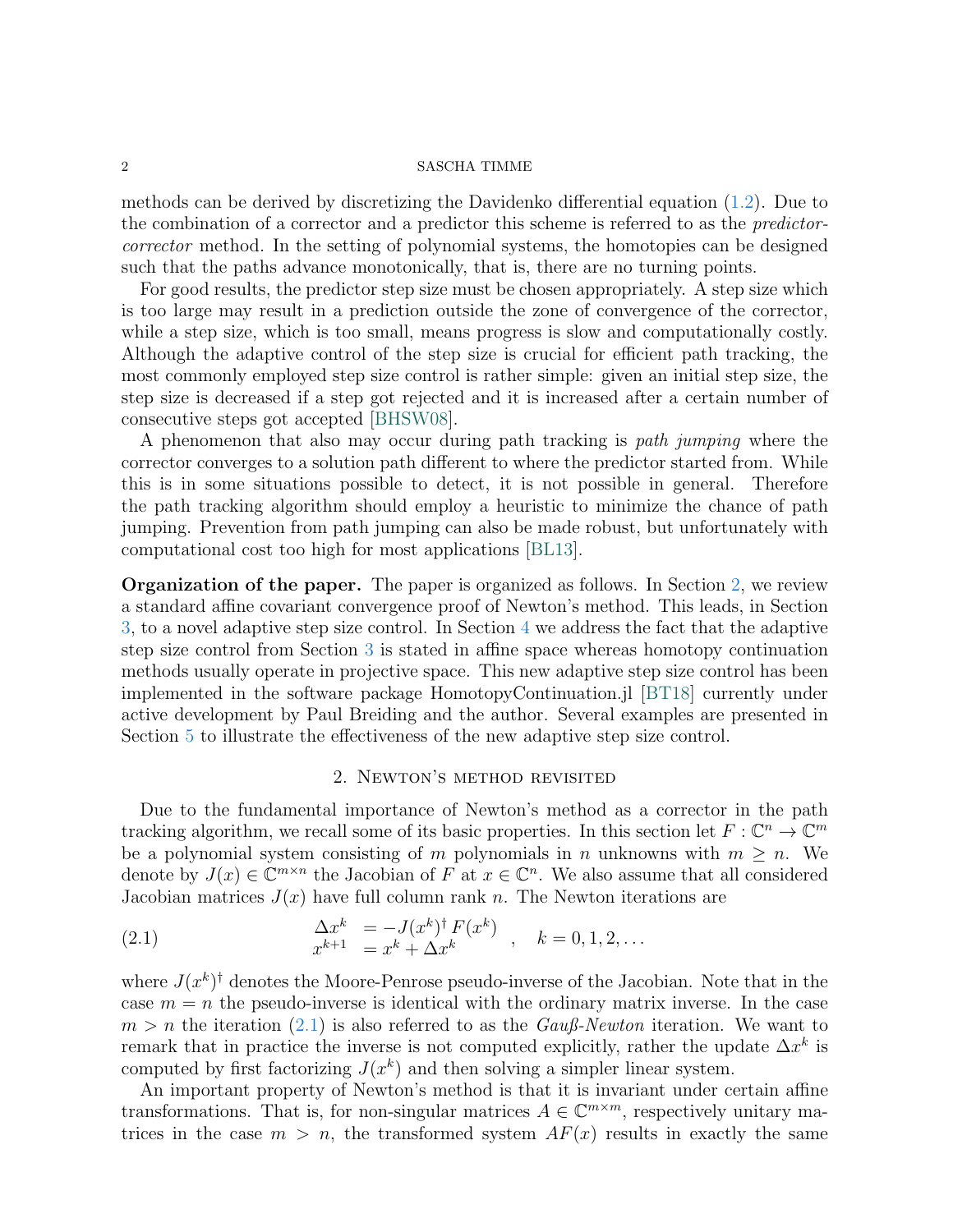methods can be derived by discretizing the Davidenko differential equation (1.2). Due to the combination of a corrector and a predictor this scheme is referred to as the *predictor-corrector* method. In the setting of polynomial systems, the homotopies can be designed such that the paths advance monotonically, that is, there are no turning points.

For good results, the predictor step size must be chosen appropriately. A step size which is too large may result in a prediction outside the zone of convergence of the corrector, while a step size, which is too small, means progress is slow and computationally costly. Although the adaptive control of the step size is crucial for efficient path tracking, the most commonly employed step size control is rather simple: given an initial step size, the step size is decreased if a step got rejected and it is increased after a certain number of consecutive steps got accepted [BHSW08].

A phenomenon that also may occur during path tracking is *path jumping* where the corrector converges to a solution path different to where the predictor started from. While this is in some situations possible to detect, it is not possible in general. Therefore the path tracking algorithm should employ a heuristic to minimize the chance of path jumping. Prevention from path jumping can also be made robust, but unfortunately with computational cost too high for most applications [BL13].

**Organization of the paper.** The paper is organized as follows. In Section 2, we review a standard affine covariant convergence proof of Newton's method. This leads, in Section 3, to a novel adaptive step size control. In Section 4 we address the fact that the adaptive step size control from Section 3 is stated in affine space whereas homotopy continuation methods usually operate in projective space. This new adaptive step size control has been implemented in the software package HomotopyContinuation.jl [BT18] currently under active development by Paul Breiding and the author. Several examples are presented in Section 5 to illustrate the effectiveness of the new adaptive step size control.

## 2. Newton's method revisited

Due to the fundamental importance of Newton's method as a corrector in the path tracking algorithm, we recall some of its basic properties. In this section let $F : \mathbb{C}^n \to \mathbb{C}^m$ be a polynomial system consisting of $m$ polynomials in $n$ unknowns with $m \geq n$. We denote by $J(x) \in \mathbb{C}^{m \times n}$ the Jacobian of $F$ at $x \in \mathbb{C}^n$. We also assume that all considered Jacobian matrices $J(x)$ have full column rank $n$. The Newton iterations are

$$
\begin{aligned}
\Delta x^k &= -J(x^k)^\dagger F(x^k) \\
x^{k+1} &= x^k + \Delta x^k
\end{aligned}
\quad , \quad k = 0, 1, 2, \ldots \tag{2.1}
$$

where $J(x^k)^\dagger$ denotes the Moore-Penrose pseudo-inverse of the Jacobian. Note that in the case $m = n$ the pseudo-inverse is identical with the ordinary matrix inverse. In the case $m > n$ the iteration (2.1) is also referred to as the *Gauß-Newton* iteration. We want to remark that in practice the inverse is not computed explicitly, rather the update $\Delta x^k$ is computed by first factorizing $J(x^k)$ and then solving a simpler linear system.

An important property of Newton's method is that it is invariant under certain affine transformations. That is, for non-singular matrices $A \in \mathbb{C}^{m \times m}$, respectively unitary matrices in the case $m > n$, the transformed system $AF(x)$ results in exactly the same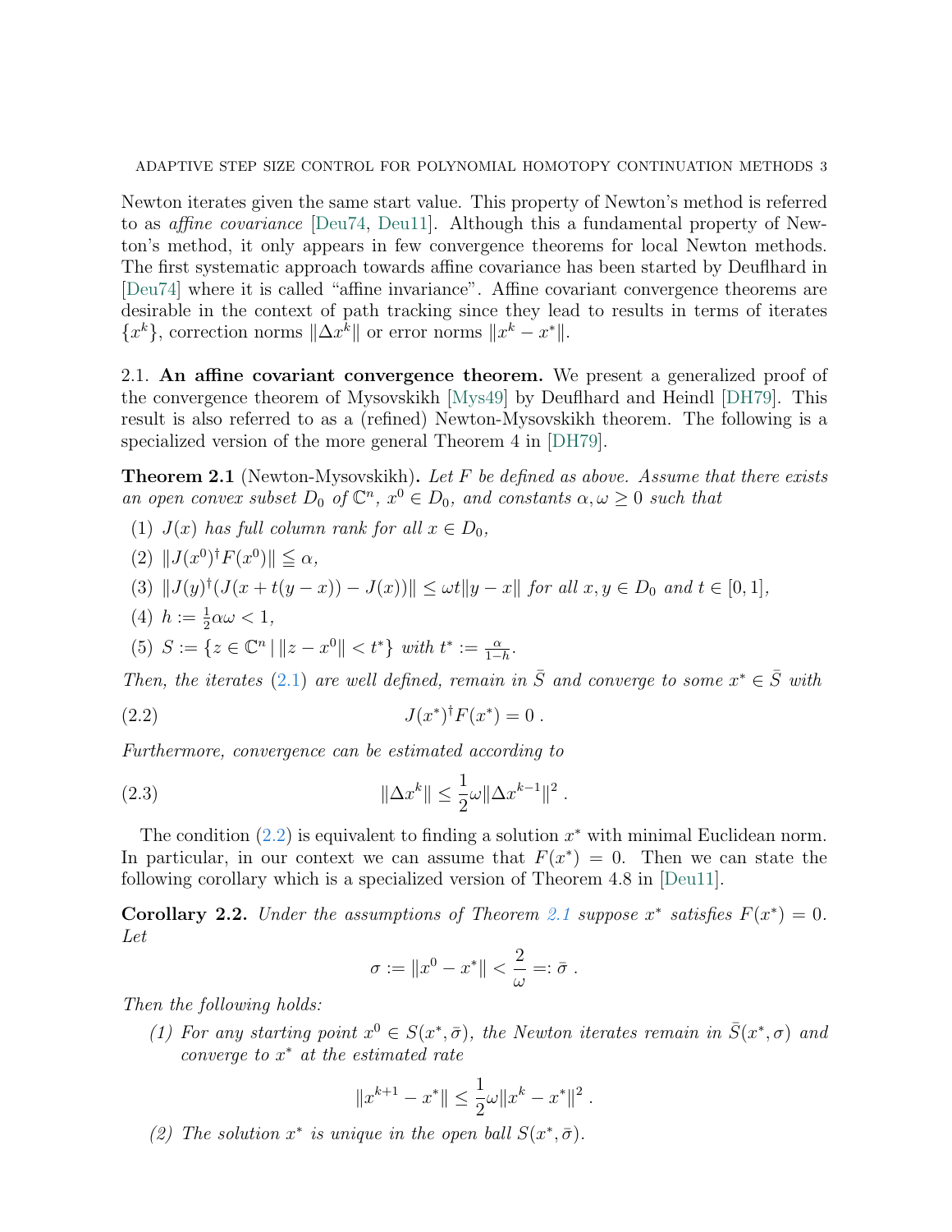Newton iterates given the same start value. This property of Newton's method is referred to as *affine covariance* [Deu74, Deu11]. Although this a fundamental property of Newton's method, it only appears in few convergence theorems for local Newton methods. The first systematic approach towards affine covariance has been started by Deuflhard in [Deu74] where it is called "affine invariance". Affine covariant convergence theorems are desirable in the context of path tracking since they lead to results in terms of iterates $\{x^k\}$, correction norms $\|\Delta x^k\|$ or error norms $\|x^k - x^*\|$.

## 2.1. An affine covariant convergence theorem.

We present a generalized proof of the convergence theorem of Mysovskikh [Mys49] by Deuflhard and Heindl [DH79]. This result is also referred to as a (refined) Newton-Mysovskikh theorem. The following is a specialized version of the more general Theorem 4 in [DH79].

**Theorem 2.1** (Newton-Mysovskikh)**.** *Let $F$ be defined as above. Assume that there exists an open convex subset $D_0$ of $\mathbb{C}^n$, $x^0 \in D_0$, and constants $\alpha, \omega \geq 0$ such that*

1. *$J(x)$ has full column rank for all $x \in D_0$,*
2. *$\|J(x^0)^\dagger F(x^0)\| \leqq \alpha$,*
3. *$\|J(y)^\dagger (J(x + t(y-x)) - J(x))\| \leq \omega t \|y - x\|$ for all $x, y \in D_0$ and $t \in [0,1]$,*
4. *$h := \frac{1}{2}\alpha\omega < 1$,*
5. *$S := \{z \in \mathbb{C}^n \mid \|z - x^0\| < t^*\}$ with $t^* := \frac{\alpha}{1-h}$.*

*Then, the iterates (2.1) are well defined, remain in $\bar{S}$ and converge to some $x^* \in \bar{S}$ with*

$$J(x^*)^\dagger F(x^*) = 0\ . \tag{2.2}$$

*Furthermore, convergence can be estimated according to*

$$\|\Delta x^k\| \leq \frac{1}{2}\omega \|\Delta x^{k-1}\|^2\ . \tag{2.3}$$

The condition (2.2) is equivalent to finding a solution $x^*$ with minimal Euclidean norm. In particular, in our context we can assume that $F(x^*) = 0$. Then we can state the following corollary which is a specialized version of Theorem 4.8 in [Deu11].

**Corollary 2.2.** *Under the assumptions of Theorem 2.1 suppose $x^*$ satisfies $F(x^*) = 0$. Let*

$$\sigma := \|x^0 - x^*\| < \frac{2}{\omega} =: \bar{\sigma}\ .$$

*Then the following holds:*

1. *For any starting point $x^0 \in S(x^*, \bar{\sigma})$, the Newton iterates remain in $\bar{S}(x^*, \sigma)$ and converge to $x^*$ at the estimated rate*

$$\|x^{k+1} - x^*\| \leq \frac{1}{2}\omega \|x^k - x^*\|^2\ .$$

2. *The solution $x^*$ is unique in the open ball $S(x^*, \bar{\sigma})$.*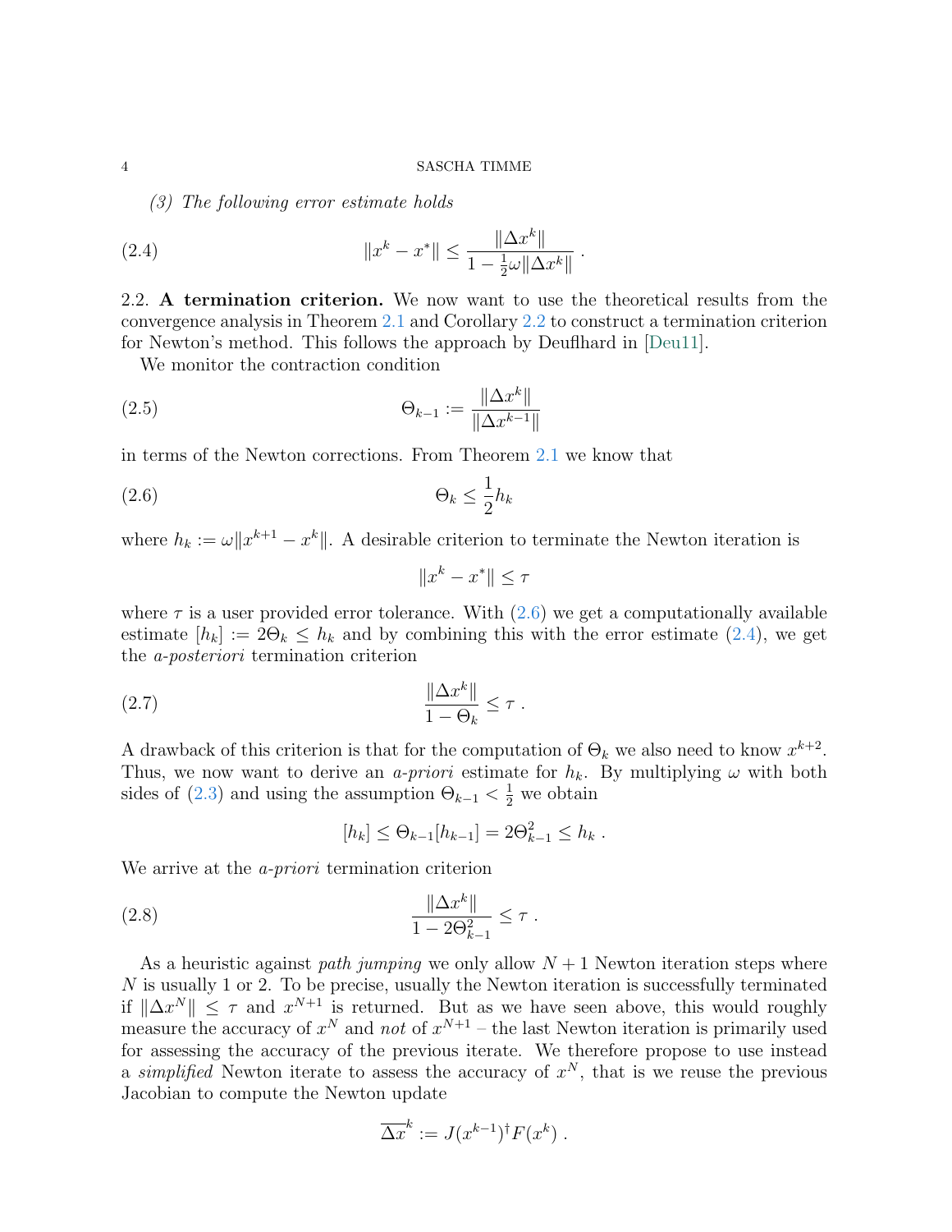(3) *The following error estimate holds*

$$\|x^k - x^*\| \leq \frac{\|\Delta x^k\|}{1 - \frac{1}{2}\omega\|\Delta x^k\|} \; . \tag{2.4}$$

2.2. **A termination criterion.** We now want to use the theoretical results from the convergence analysis in Theorem 2.1 and Corollary 2.2 to construct a termination criterion for Newton's method. This follows the approach by Deuflhard in [Deu11].

We monitor the contraction condition

$$\Theta_{k-1} := \frac{\|\Delta x^k\|}{\|\Delta x^{k-1}\|} \tag{2.5}$$

in terms of the Newton corrections. From Theorem 2.1 we know that

$$\Theta_k \leq \frac{1}{2} h_k \tag{2.6}$$

where $h_k := \omega\|x^{k+1} - x^k\|$. A desirable criterion to terminate the Newton iteration is

$$\|x^k - x^*\| \leq \tau$$

where $\tau$ is a user provided error tolerance. With (2.6) we get a computationally available estimate $[h_k] := 2\Theta_k \leq h_k$ and by combining this with the error estimate (2.4), we get the *a-posteriori* termination criterion

$$\frac{\|\Delta x^k\|}{1 - \Theta_k} \leq \tau \; . \tag{2.7}$$

A drawback of this criterion is that for the computation of $\Theta_k$ we also need to know $x^{k+2}$. Thus, we now want to derive an *a-priori* estimate for $h_k$. By multiplying $\omega$ with both sides of (2.3) and using the assumption $\Theta_{k-1} < \frac{1}{2}$ we obtain

$$[h_k] \leq \Theta_{k-1}[h_{k-1}] = 2\Theta_{k-1}^2 \leq h_k \; .$$

We arrive at the *a-priori* termination criterion

$$\frac{\|\Delta x^k\|}{1 - 2\Theta_{k-1}^2} \leq \tau \; . \tag{2.8}$$

As a heuristic against *path jumping* we only allow $N + 1$ Newton iteration steps where $N$ is usually 1 or 2. To be precise, usually the Newton iteration is successfully terminated if $\|\Delta x^N\| \leq \tau$ and $x^{N+1}$ is returned. But as we have seen above, this would roughly measure the accuracy of $x^N$ and *not* of $x^{N+1}$ – the last Newton iteration is primarily used for assessing the accuracy of the previous iterate. We therefore propose to use instead a *simplified* Newton iterate to assess the accuracy of $x^N$, that is we reuse the previous Jacobian to compute the Newton update

$$\overline{\Delta x}^k := J(x^{k-1})^\dagger F(x^k) \; .$$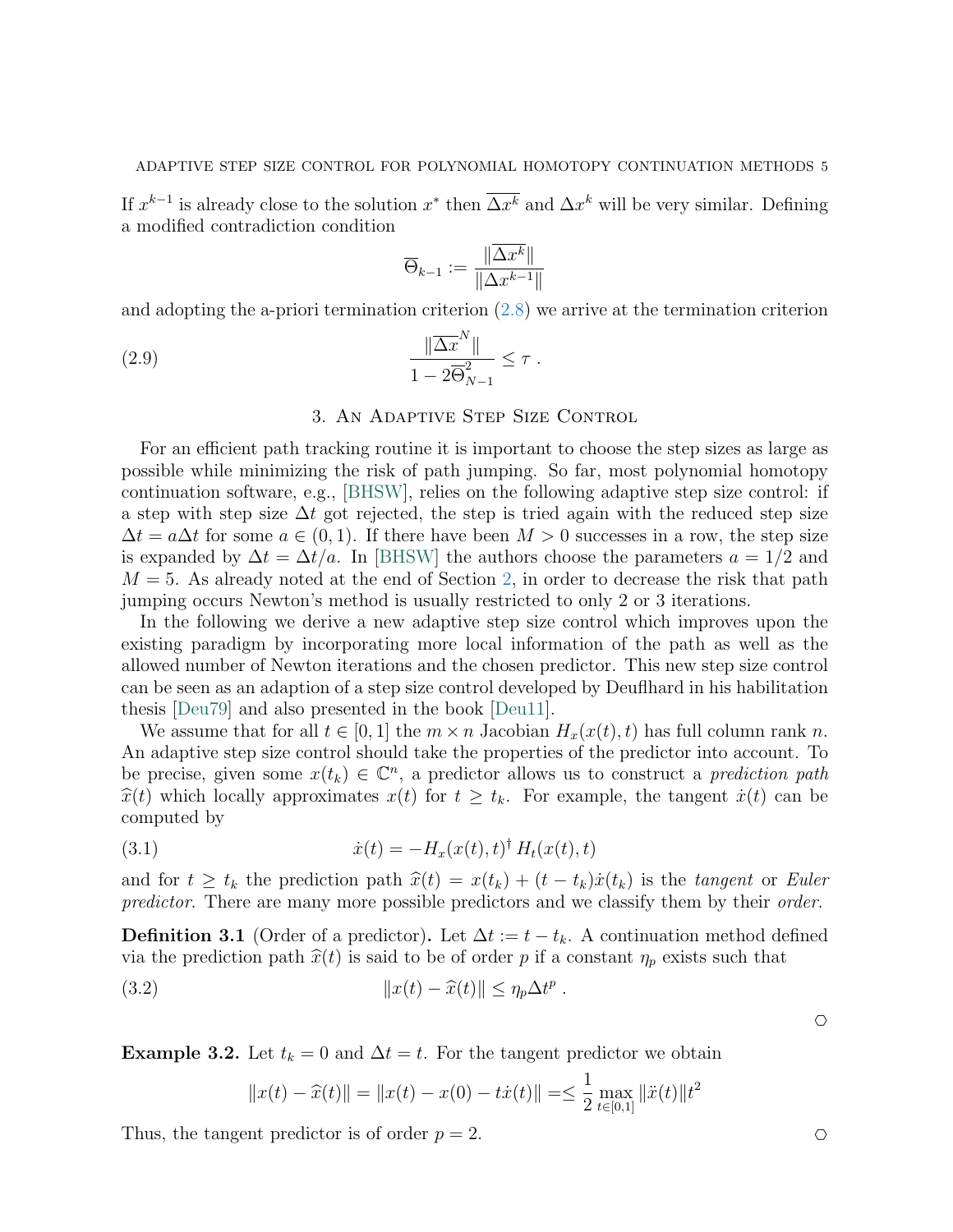If $x^{k-1}$ is already close to the solution $x^*$ then $\overline{\Delta x^k}$ and $\Delta x^k$ will be very similar. Defining a modified contradiction condition

$$\overline{\Theta}_{k-1} := \frac{\|\overline{\Delta x^k}\|}{\|\Delta x^{k-1}\|}$$

and adopting the a-priori termination criterion (2.8) we arrive at the termination criterion

$$\frac{\|\overline{\Delta x}^N\|}{1 - 2\overline{\Theta}_{N-1}^2} \leq \tau \ . \tag{2.9}$$

## 3. An Adaptive Step Size Control

For an efficient path tracking routine it is important to choose the step sizes as large as possible while minimizing the risk of path jumping. So far, most polynomial homotopy continuation software, e.g., [BHSW], relies on the following adaptive step size control: if a step with step size $\Delta t$ got rejected, the step is tried again with the reduced step size $\Delta t = a\Delta t$ for some $a \in (0, 1)$. If there have been $M > 0$ successes in a row, the step size is expanded by $\Delta t = \Delta t/a$. In [BHSW] the authors choose the parameters $a = 1/2$ and $M = 5$. As already noted at the end of Section 2, in order to decrease the risk that path jumping occurs Newton's method is usually restricted to only 2 or 3 iterations.

In the following we derive a new adaptive step size control which improves upon the existing paradigm by incorporating more local information of the path as well as the allowed number of Newton iterations and the chosen predictor. This new step size control can be seen as an adaption of a step size control developed by Deuflhard in his habilitation thesis [Deu79] and also presented in the book [Deu11].

We assume that for all $t \in [0, 1]$ the $m \times n$ Jacobian $H_x(x(t), t)$ has full column rank $n$. An adaptive step size control should take the properties of the predictor into account. To be precise, given some $x(t_k) \in \mathbb{C}^n$, a predictor allows us to construct a *prediction path* $\widehat{x}(t)$ which locally approximates $x(t)$ for $t \geq t_k$. For example, the tangent $\dot{x}(t)$ can be computed by

$$\dot{x}(t) = -H_x(x(t), t)^\dagger \, H_t(x(t), t) \tag{3.1}$$

and for $t \geq t_k$ the prediction path $\widehat{x}(t) = x(t_k) + (t - t_k)\dot{x}(t_k)$ is the *tangent* or *Euler predictor*. There are many more possible predictors and we classify them by their *order*.

**Definition 3.1** (Order of a predictor)**.** Let $\Delta t := t - t_k$. A continuation method defined via the prediction path $\widehat{x}(t)$ is said to be of order $p$ if a constant $\eta_p$ exists such that

$$\|x(t) - \widehat{x}(t)\| \leq \eta_p \Delta t^p \ . \tag{3.2}$$

○

**Example 3.2.** Let $t_k = 0$ and $\Delta t = t$. For the tangent predictor we obtain

$$\|x(t) - \widehat{x}(t)\| = \|x(t) - x(0) - t\dot{x}(t)\| = \leq \frac{1}{2} \max_{t \in [0,1]} \|\ddot{x}(t)\| t^2$$

Thus, the tangent predictor is of order $p = 2$. ○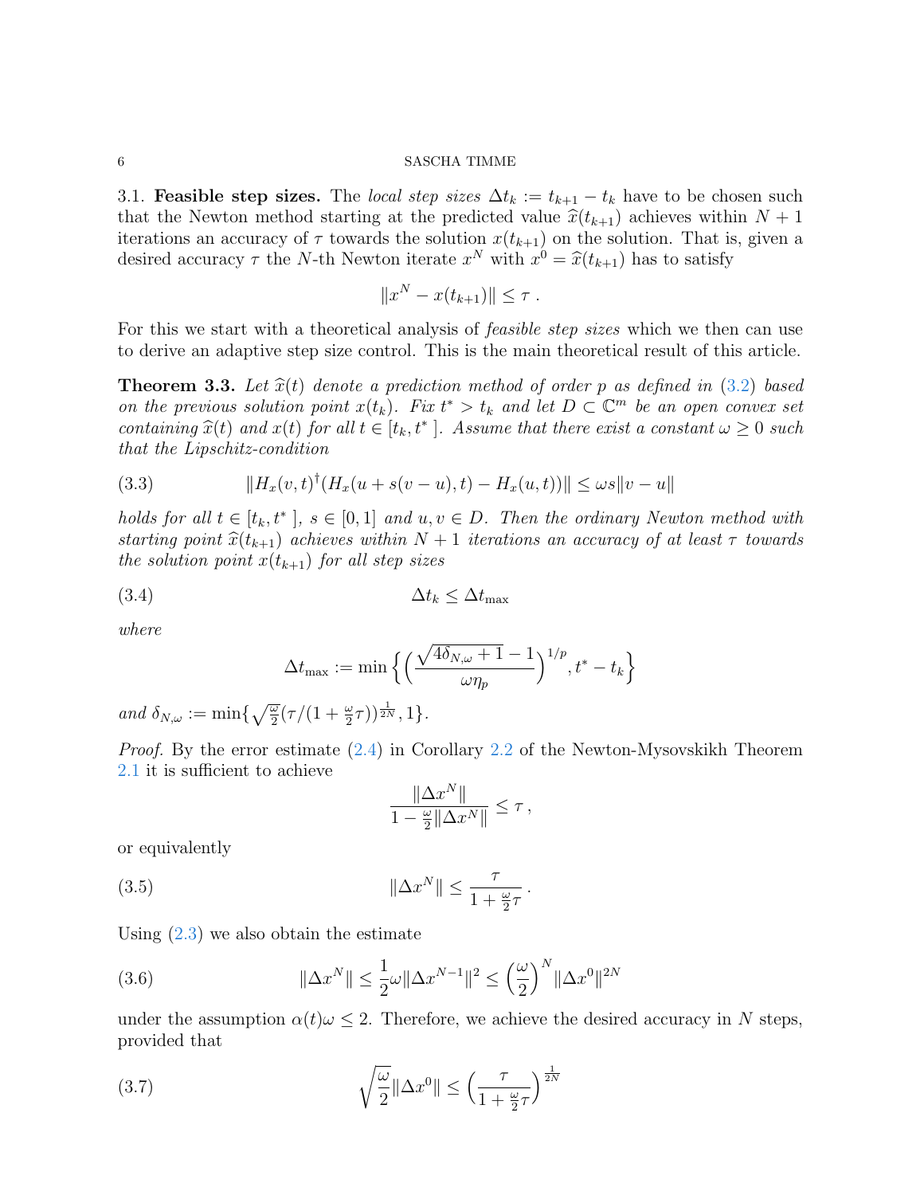3.1. **Feasible step sizes.** The *local step sizes* $\Delta t_k := t_{k+1} - t_k$ have to be chosen such that the Newton method starting at the predicted value $\widehat{x}(t_{k+1})$ achieves within $N+1$ iterations an accuracy of $\tau$ towards the solution $x(t_{k+1})$ on the solution. That is, given a desired accuracy $\tau$ the $N$-th Newton iterate $x^N$ with $x^0 = \widehat{x}(t_{k+1})$ has to satisfy

$$\|x^N - x(t_{k+1})\| \leq \tau \, .$$

For this we start with a theoretical analysis of *feasible step sizes* which we then can use to derive an adaptive step size control. This is the main theoretical result of this article.

**Theorem 3.3.** *Let $\widehat{x}(t)$ denote a prediction method of order $p$ as defined in (3.2) based on the previous solution point $x(t_k)$. Fix $t^* > t_k$ and let $D \subset \mathbb{C}^m$ be an open convex set containing $\widehat{x}(t)$ and $x(t)$ for all $t \in [t_k, t^*\,]$. Assume that there exist a constant $\omega \geq 0$ such that the Lipschitz-condition*

$$\|H_x(v,t)^\dagger (H_x(u + s(v-u), t) - H_x(u,t))\| \leq \omega s \|v - u\| \tag{3.3}$$

*holds for all $t \in [t_k, t^*\,]$, $s \in [0,1]$ and $u, v \in D$. Then the ordinary Newton method with starting point $\widehat{x}(t_{k+1})$ achieves within $N+1$ iterations an accuracy of at least $\tau$ towards the solution point $x(t_{k+1})$ for all step sizes*

$$\Delta t_k \leq \Delta t_{\max} \tag{3.4}$$

*where*

$$\Delta t_{\max} := \min\Big\{ \Big( \frac{\sqrt{4\delta_{N,\omega} + 1} - 1}{\omega \eta_p} \Big)^{1/p}, t^* - t_k \Big\}$$

*and* $\delta_{N,\omega} := \min\{ \sqrt{\frac{\omega}{2}} (\tau / (1 + \frac{\omega}{2}\tau))^{\frac{1}{2N}}, 1 \}$.

*Proof.* By the error estimate (2.4) in Corollary 2.2 of the Newton-Mysovskikh Theorem 2.1 it is sufficient to achieve

$$\frac{\|\Delta x^N\|}{1 - \frac{\omega}{2}\|\Delta x^N\|} \leq \tau \, ,$$

or equivalently

$$\|\Delta x^N\| \leq \frac{\tau}{1 + \frac{\omega}{2}\tau} \, . \tag{3.5}$$

Using (2.3) we also obtain the estimate

$$\|\Delta x^N\| \leq \frac{1}{2}\omega \|\Delta x^{N-1}\|^2 \leq \Big(\frac{\omega}{2}\Big)^N \|\Delta x^0\|^{2N} \tag{3.6}$$

under the assumption $\alpha(t)\omega \leq 2$. Therefore, we achieve the desired accuracy in $N$ steps, provided that

$$\sqrt{\frac{\omega}{2}} \|\Delta x^0\| \leq \Big( \frac{\tau}{1 + \frac{\omega}{2}\tau} \Big)^{\frac{1}{2N}} \tag{3.7}$$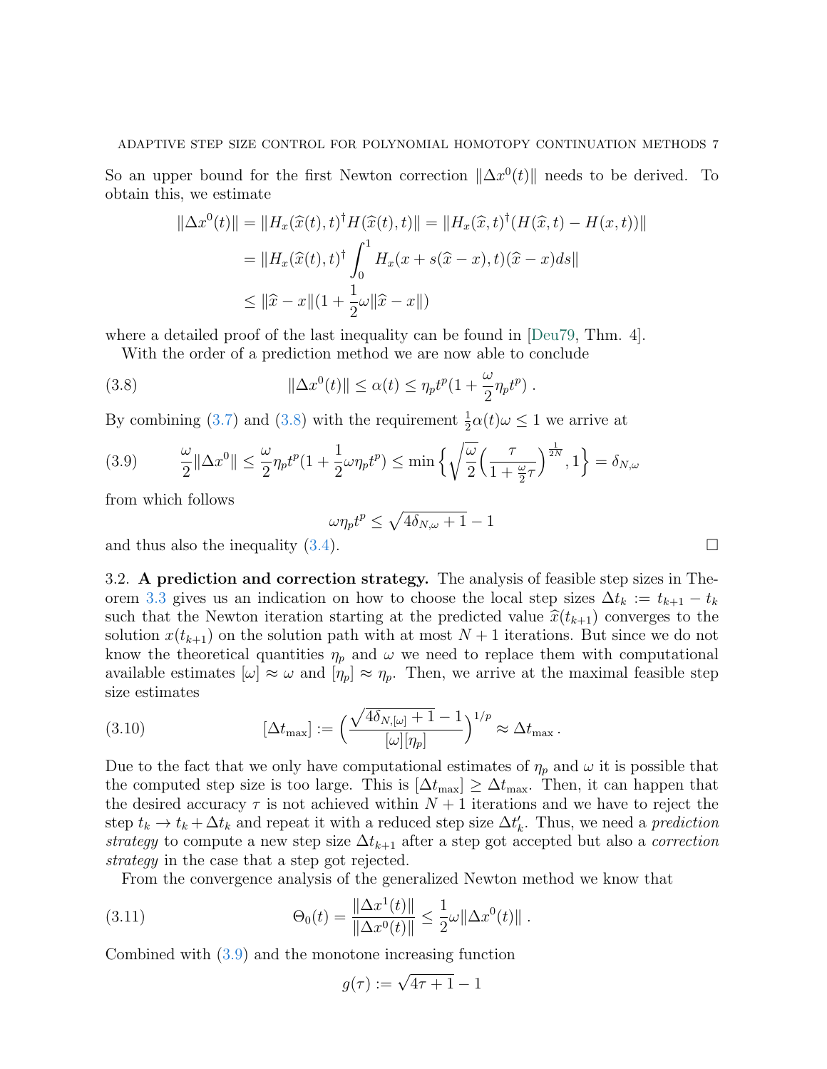So an upper bound for the first Newton correction $\|\Delta x^0(t)\|$ needs to be derived. To obtain this, we estimate

$$
\begin{aligned}
\|\Delta x^0(t)\| &= \|H_x(\widehat{x}(t),t)^\dagger H(\widehat{x}(t),t)\| = \|H_x(\widehat{x},t)^\dagger (H(\widehat{x},t) - H(x,t))\| \\
&= \|H_x(\widehat{x}(t),t)^\dagger \int_0^1 H_x(x + s(\widehat{x}-x),t)(\widehat{x}-x)ds\| \\
&\leq \|\widehat{x}-x\|(1 + \frac{1}{2}\omega\|\widehat{x}-x\|)
\end{aligned}
$$

where a detailed proof of the last inequality can be found in [Deu79, Thm. 4].

With the order of a prediction method we are now able to conclude

$$
\|\Delta x^0(t)\| \leq \alpha(t) \leq \eta_p t^p (1 + \frac{\omega}{2}\eta_p t^p) \; . \tag{3.8}
$$

By combining (3.7) and (3.8) with the requirement $\frac{1}{2}\alpha(t)\omega \leq 1$ we arrive at

$$
\frac{\omega}{2}\|\Delta x^0\| \leq \frac{\omega}{2}\eta_p t^p (1 + \frac{1}{2}\omega\eta_p t^p) \leq \min\Big\{ \sqrt{\frac{\omega}{2}}\Big(\frac{\tau}{1+\frac{\omega}{2}\tau}\Big)^{\frac{1}{2N}}, 1 \Big\} = \delta_{N,\omega} \tag{3.9}
$$

from which follows

$$
\omega\eta_p t^p \leq \sqrt{4\delta_{N,\omega}+1} - 1
$$

and thus also the inequality (3.4). □

3.2. **A prediction and correction strategy.** The analysis of feasible step sizes in Theorem 3.3 gives us an indication on how to choose the local step sizes $\Delta t_k := t_{k+1} - t_k$ such that the Newton iteration starting at the predicted value $\widehat{x}(t_{k+1})$ converges to the solution $x(t_{k+1})$ on the solution path with at most $N+1$ iterations. But since we do not know the theoretical quantities $\eta_p$ and $\omega$ we need to replace them with computational available estimates $[\omega] \approx \omega$ and $[\eta_p] \approx \eta_p$. Then, we arrive at the maximal feasible step size estimates

$$
[\Delta t_{\max}] := \Big(\frac{\sqrt{4\delta_{N,[\omega]}+1} - 1}{[\omega][\eta_p]}\Big)^{1/p} \approx \Delta t_{\max} \, . \tag{3.10}
$$

Due to the fact that we only have computational estimates of $\eta_p$ and $\omega$ it is possible that the computed step size is too large. This is $[\Delta t_{\max}] \geq \Delta t_{\max}$. Then, it can happen that the desired accuracy $\tau$ is not achieved within $N+1$ iterations and we have to reject the step $t_k \to t_k + \Delta t_k$ and repeat it with a reduced step size $\Delta t_k'$. Thus, we need a *prediction strategy* to compute a new step size $\Delta t_{k+1}$ after a step got accepted but also a *correction strategy* in the case that a step got rejected.

From the convergence analysis of the generalized Newton method we know that

$$
\Theta_0(t) = \frac{\|\Delta x^1(t)\|}{\|\Delta x^0(t)\|} \leq \frac{1}{2}\omega\|\Delta x^0(t)\| \; . \tag{3.11}
$$

Combined with (3.9) and the monotone increasing function

$$
g(\tau) := \sqrt{4\tau + 1} - 1
$$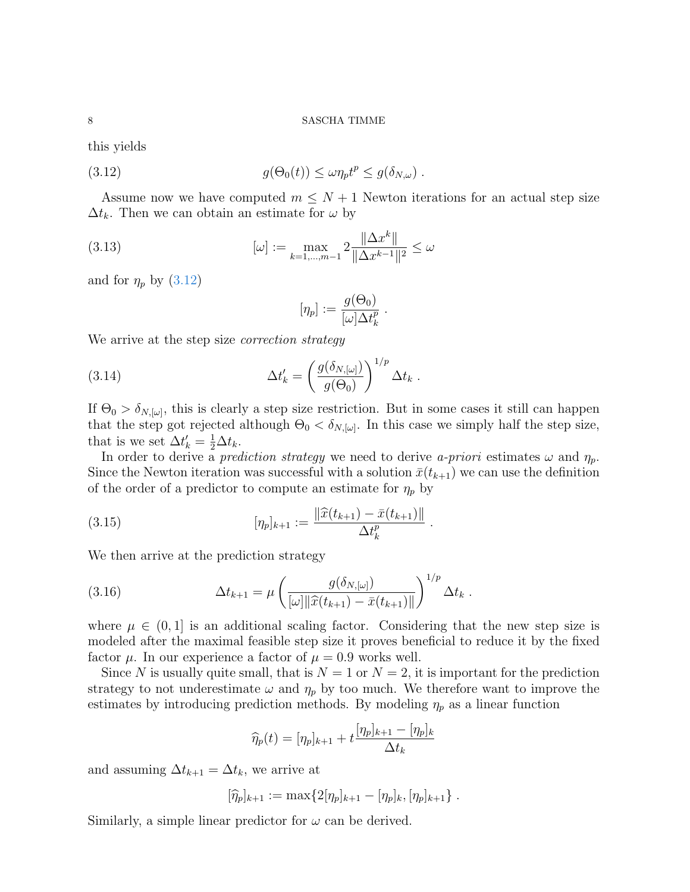this yields

$$g(\Theta_0(t)) \leq \omega \eta_p t^p \leq g(\delta_{N,\omega}) \ . \tag{3.12}$$

Assume now we have computed $m \leq N+1$ Newton iterations for an actual step size $\Delta t_k$. Then we can obtain an estimate for $\omega$ by

$$[\omega] := \max_{k=1,\ldots,m-1} 2\frac{\|\Delta x^k\|}{\|\Delta x^{k-1}\|^2} \leq \omega \tag{3.13}$$

and for $\eta_p$ by (3.12)

$$[\eta_p] := \frac{g(\Theta_0)}{[\omega]\Delta t_k^p} \ .$$

We arrive at the step size *correction strategy*

$$\Delta t_k' = \left(\frac{g(\delta_{N,[\omega]})}{g(\Theta_0)}\right)^{1/p} \Delta t_k \ . \tag{3.14}$$

If $\Theta_0 > \delta_{N,[\omega]}$, this is clearly a step size restriction. But in some cases it still can happen that the step got rejected although $\Theta_0 < \delta_{N,[\omega]}$. In this case we simply half the step size, that is we set $\Delta t_k' = \frac{1}{2}\Delta t_k$.

In order to derive a *prediction strategy* we need to derive *a-priori* estimates $\omega$ and $\eta_p$. Since the Newton iteration was successful with a solution $\bar{x}(t_{k+1})$ we can use the definition of the order of a predictor to compute an estimate for $\eta_p$ by

$$[\eta_p]_{k+1} := \frac{\|\widehat{x}(t_{k+1}) - \bar{x}(t_{k+1})\|}{\Delta t_k^p} \ . \tag{3.15}$$

We then arrive at the prediction strategy

$$\Delta t_{k+1} = \mu \left(\frac{g(\delta_{N,[\omega]})}{[\omega]\|\widehat{x}(t_{k+1}) - \bar{x}(t_{k+1})\|}\right)^{1/p} \Delta t_k \ . \tag{3.16}$$

where $\mu \in (0,1]$ is an additional scaling factor. Considering that the new step size is modeled after the maximal feasible step size it proves beneficial to reduce it by the fixed factor $\mu$. In our experience a factor of $\mu = 0.9$ works well.

Since $N$ is usually quite small, that is $N = 1$ or $N = 2$, it is important for the prediction strategy to not underestimate $\omega$ and $\eta_p$ by too much. We therefore want to improve the estimates by introducing prediction methods. By modeling $\eta_p$ as a linear function

$$\widehat{\eta}_p(t) = [\eta_p]_{k+1} + t\frac{[\eta_p]_{k+1} - [\eta_p]_k}{\Delta t_k}$$

and assuming $\Delta t_{k+1} = \Delta t_k$, we arrive at

$$[\widehat{\eta}_p]_{k+1} := \max\{2[\eta_p]_{k+1} - [\eta_p]_k, [\eta_p]_{k+1}\} \ .$$

Similarly, a simple linear predictor for $\omega$ can be derived.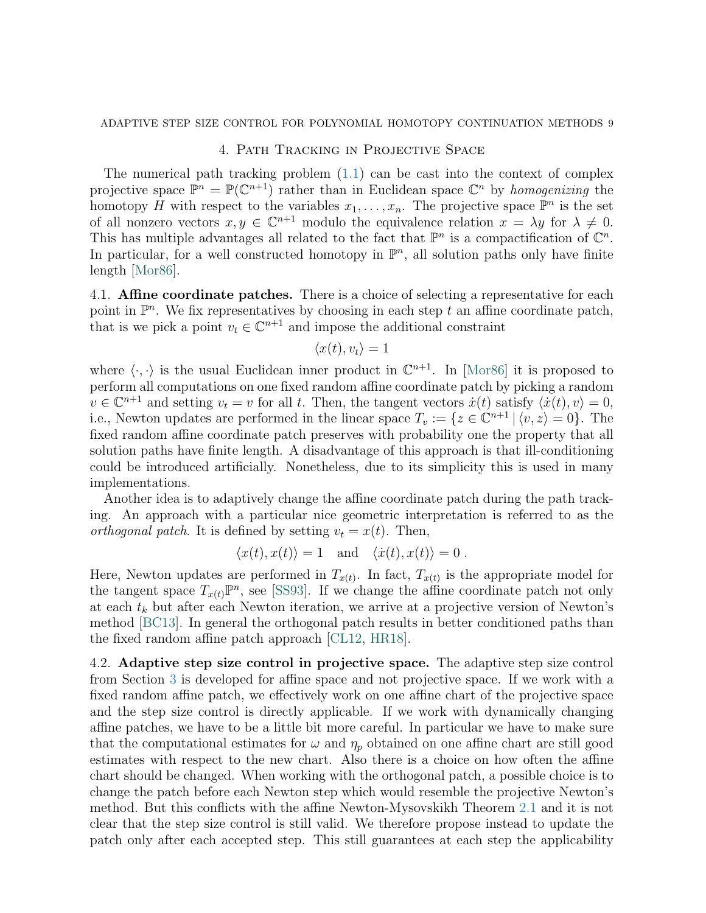## 4. Path Tracking in Projective Space

The numerical path tracking problem (1.1) can be cast into the context of complex projective space $\mathbb{P}^n = \mathbb{P}(\mathbb{C}^{n+1})$ rather than in Euclidean space $\mathbb{C}^n$ by *homogenizing* the homotopy $H$ with respect to the variables $x_1, \ldots, x_n$. The projective space $\mathbb{P}^n$ is the set of all nonzero vectors $x, y \in \mathbb{C}^{n+1}$ modulo the equivalence relation $x = \lambda y$ for $\lambda \neq 0$. This has multiple advantages all related to the fact that $\mathbb{P}^n$ is a compactification of $\mathbb{C}^n$. In particular, for a well constructed homotopy in $\mathbb{P}^n$, all solution paths only have finite length [Mor86].

### 4.1. Affine coordinate patches.

There is a choice of selecting a representative for each point in $\mathbb{P}^n$. We fix representatives by choosing in each step $t$ an affine coordinate patch, that is we pick a point $v_t \in \mathbb{C}^{n+1}$ and impose the additional constraint

$$\langle x(t), v_t \rangle = 1$$

where $\langle \cdot, \cdot \rangle$ is the usual Euclidean inner product in $\mathbb{C}^{n+1}$. In [Mor86] it is proposed to perform all computations on one fixed random affine coordinate patch by picking a random $v \in \mathbb{C}^{n+1}$ and setting $v_t = v$ for all $t$. Then, the tangent vectors $\dot{x}(t)$ satisfy $\langle \dot{x}(t), v \rangle = 0$, i.e., Newton updates are performed in the linear space $T_v := \{z \in \mathbb{C}^{n+1} \,|\, \langle v, z \rangle = 0\}$. The fixed random affine coordinate patch preserves with probability one the property that all solution paths have finite length. A disadvantage of this approach is that ill-conditioning could be introduced artificially. Nonetheless, due to its simplicity this is used in many implementations.

Another idea is to adaptively change the affine coordinate patch during the path tracking. An approach with a particular nice geometric interpretation is referred to as the *orthogonal patch*. It is defined by setting $v_t = x(t)$. Then,

$$\langle x(t), x(t) \rangle = 1 \quad \text{and} \quad \langle \dot{x}(t), x(t) \rangle = 0 \; .$$

Here, Newton updates are performed in $T_{x(t)}$. In fact, $T_{x(t)}$ is the appropriate model for the tangent space $T_{x(t)}\mathbb{P}^n$, see [SS93]. If we change the affine coordinate patch not only at each $t_k$ but after each Newton iteration, we arrive at a projective version of Newton's method [BC13]. In general the orthogonal patch results in better conditioned paths than the fixed random affine patch approach [CL12, HR18].

### 4.2. Adaptive step size control in projective space.

The adaptive step size control from Section 3 is developed for affine space and not projective space. If we work with a fixed random affine patch, we effectively work on one affine chart of the projective space and the step size control is directly applicable. If we work with dynamically changing affine patches, we have to be a little bit more careful. In particular we have to make sure that the computational estimates for $\omega$ and $\eta_p$ obtained on one affine chart are still good estimates with respect to the new chart. Also there is a choice on how often the affine chart should be changed. When working with the orthogonal patch, a possible choice is to change the patch before each Newton step which would resemble the projective Newton's method. But this conflicts with the affine Newton-Mysovskikh Theorem 2.1 and it is not clear that the step size control is still valid. We therefore propose instead to update the patch only after each accepted step. This still guarantees at each step the applicability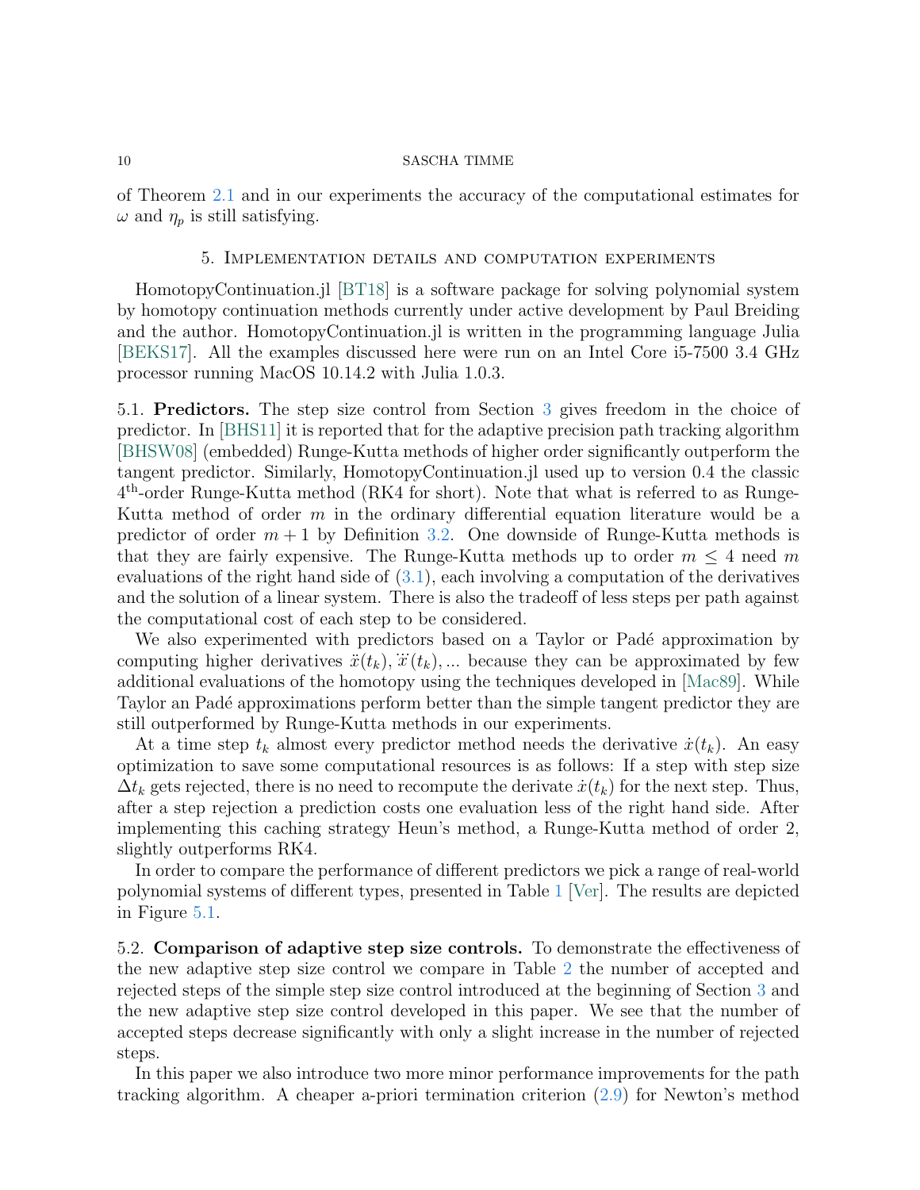of Theorem 2.1 and in our experiments the accuracy of the computational estimates for $\omega$ and $\eta_p$ is still satisfying.

## 5. Implementation details and computation experiments

HomotopyContinuation.jl [BT18] is a software package for solving polynomial system by homotopy continuation methods currently under active development by Paul Breiding and the author. HomotopyContinuation.jl is written in the programming language Julia [BEKS17]. All the examples discussed here were run on an Intel Core i5-7500 3.4 GHz processor running MacOS 10.14.2 with Julia 1.0.3.

**5.1. Predictors.** The step size control from Section 3 gives freedom in the choice of predictor. In [BHS11] it is reported that for the adaptive precision path tracking algorithm [BHSW08] (embedded) Runge-Kutta methods of higher order significantly outperform the tangent predictor. Similarly, HomotopyContinuation.jl used up to version 0.4 the classic $4^{\text{th}}$-order Runge-Kutta method (RK4 for short). Note that what is referred to as Runge-Kutta method of order $m$ in the ordinary differential equation literature would be a predictor of order $m+1$ by Definition 3.2. One downside of Runge-Kutta methods is that they are fairly expensive. The Runge-Kutta methods up to order $m \leq 4$ need $m$ evaluations of the right hand side of (3.1), each involving a computation of the derivatives and the solution of a linear system. There is also the tradeoff of less steps per path against the computational cost of each step to be considered.

We also experimented with predictors based on a Taylor or Padé approximation by computing higher derivatives $\ddot{x}(t_k), \dddot{x}(t_k), \ldots$ because they can be approximated by few additional evaluations of the homotopy using the techniques developed in [Mac89]. While Taylor an Padé approximations perform better than the simple tangent predictor they are still outperformed by Runge-Kutta methods in our experiments.

At a time step $t_k$ almost every predictor method needs the derivative $\dot{x}(t_k)$. An easy optimization to save some computational resources is as follows: If a step with step size $\Delta t_k$ gets rejected, there is no need to recompute the derivate $\dot{x}(t_k)$ for the next step. Thus, after a step rejection a prediction costs one evaluation less of the right hand side. After implementing this caching strategy Heun's method, a Runge-Kutta method of order 2, slightly outperforms RK4.

In order to compare the performance of different predictors we pick a range of real-world polynomial systems of different types, presented in Table 1 [Ver]. The results are depicted in Figure 5.1.

**5.2. Comparison of adaptive step size controls.** To demonstrate the effectiveness of the new adaptive step size control we compare in Table 2 the number of accepted and rejected steps of the simple step size control introduced at the beginning of Section 3 and the new adaptive step size control developed in this paper. We see that the number of accepted steps decrease significantly with only a slight increase in the number of rejected steps.

In this paper we also introduce two more minor performance improvements for the path tracking algorithm. A cheaper a-priori termination criterion (2.9) for Newton's method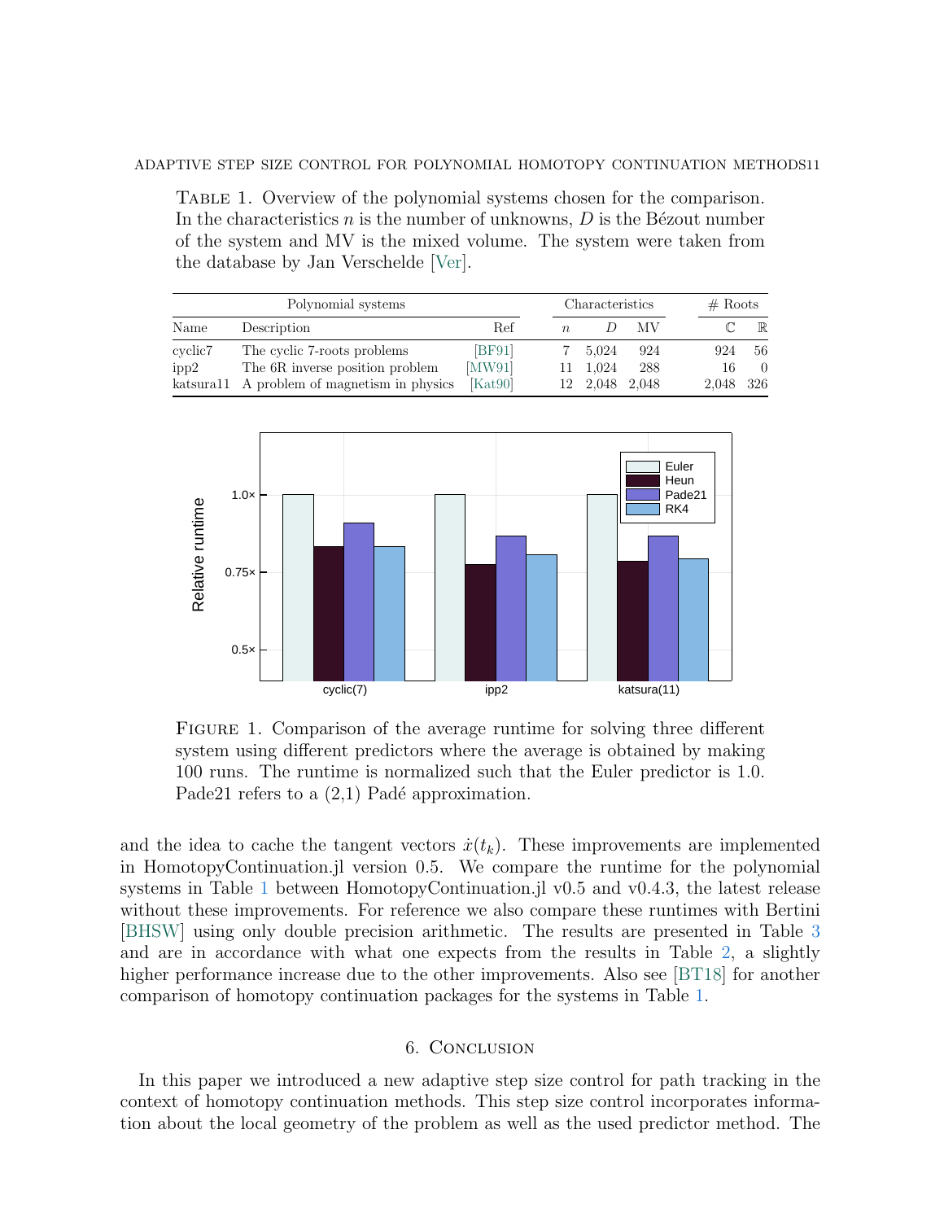Table 1. Overview of the polynomial systems chosen for the comparison. In the characteristics $n$ is the number of unknowns, $D$ is the Bézout number of the system and MV is the mixed volume. The system were taken from the database by Jan Verschelde [Ver].

| Polynomial systems | | | Characteristics | | | # Roots | |
|---|---|---|---|---|---|---|---|
| Name | Description | Ref | $n$ | $D$ | MV | $\mathbb{C}$ | $\mathbb{R}$ |
| cyclic7 | The cyclic 7-roots problems | [BF91] | 7 | 5,024 | 924 | 924 | 56 |
| ipp2 | The 6R inverse position problem | [MW91] | 11 | 1,024 | 288 | 16 | 0 |
| katsura11 | A problem of magnetism in physics | [Kat90] | 12 | 2,048 | 2,048 | 2,048 | 326 |

Figure 1. Comparison of the average runtime for solving three different system using different predictors where the average is obtained by making 100 runs. The runtime is normalized such that the Euler predictor is 1.0. Pade21 refers to a (2,1) Padé approximation.

and the idea to cache the tangent vectors $\dot{x}(t_k)$. These improvements are implemented in HomotopyContinuation.jl version 0.5. We compare the runtime for the polynomial systems in Table 1 between HomotopyContinuation.jl v0.5 and v0.4.3, the latest release without these improvements. For reference we also compare these runtimes with Bertini [BHSW] using only double precision arithmetic. The results are presented in Table 3 and are in accordance with what one expects from the results in Table 2, a slightly higher performance increase due to the other improvements. Also see [BT18] for another comparison of homotopy continuation packages for the systems in Table 1.

## 6. Conclusion

In this paper we introduced a new adaptive step size control for path tracking in the context of homotopy continuation methods. This step size control incorporates information about the local geometry of the problem as well as the used predictor method. The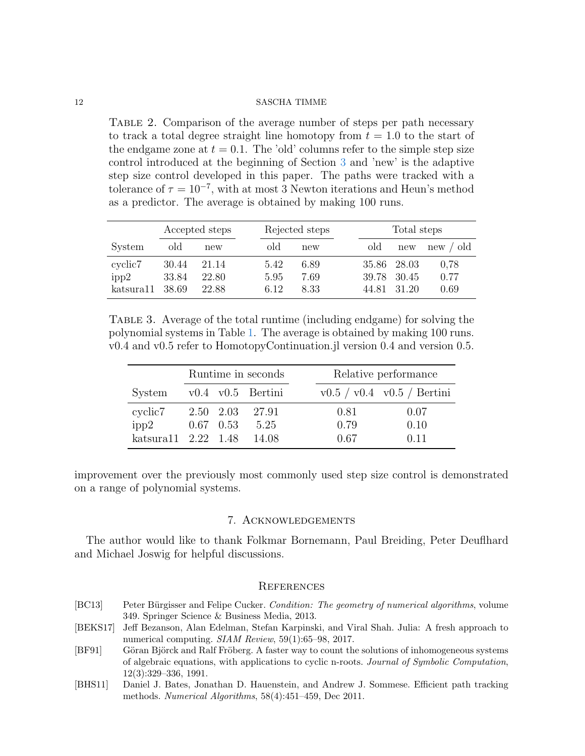Table 2. Comparison of the average number of steps per path necessary to track a total degree straight line homotopy from $t = 1.0$ to the start of the endgame zone at $t = 0.1$. The 'old' columns refer to the simple step size control introduced at the beginning of Section 3 and 'new' is the adaptive step size control developed in this paper. The paths were tracked with a tolerance of $\tau = 10^{-7}$, with at most 3 Newton iterations and Heun's method as a predictor. The average is obtained by making 100 runs.

| | Accepted steps | | Rejected steps | | Total steps | | |
|---|---|---|---|---|---|---|---|
| System | old | new | old | new | old | new | new / old |
| cyclic7 | 30.44 | 21.14 | 5.42 | 6.89 | 35.86 | 28.03 | 0,78 |
| ipp2 | 33.84 | 22.80 | 5.95 | 7.69 | 39.78 | 30.45 | 0.77 |
| katsura11 | 38.69 | 22.88 | 6.12 | 8.33 | 44.81 | 31.20 | 0.69 |

Table 3. Average of the total runtime (including endgame) for solving the polynomial systems in Table 1. The average is obtained by making 100 runs. v0.4 and v0.5 refer to HomotopyContinuation.jl version 0.4 and version 0.5.

| | Runtime in seconds | | | Relative performance | |
|---|---|---|---|---|---|
| System | v0.4 | v0.5 | Bertini | v0.5 / v0.4 | v0.5 / Bertini |
| cyclic7 | 2.50 | 2.03 | 27.91 | 0.81 | 0.07 |
| ipp2 | 0.67 | 0.53 | 5.25 | 0.79 | 0.10 |
| katsura11 | 2.22 | 1.48 | 14.08 | 0.67 | 0.11 |

improvement over the previously most commonly used step size control is demonstrated on a range of polynomial systems.

## 7. Acknowledgements

The author would like to thank Folkmar Bornemann, Paul Breiding, Peter Deuflhard and Michael Joswig for helpful discussions.

## References

[BC13] Peter Bürgisser and Felipe Cucker. *Condition: The geometry of numerical algorithms*, volume 349. Springer Science & Business Media, 2013.

[BEKS17] Jeff Bezanson, Alan Edelman, Stefan Karpinski, and Viral Shah. Julia: A fresh approach to numerical computing. *SIAM Review*, 59(1):65–98, 2017.

[BF91] Göran Björck and Ralf Fröberg. A faster way to count the solutions of inhomogeneous systems of algebraic equations, with applications to cyclic n-roots. *Journal of Symbolic Computation*, 12(3):329–336, 1991.

[BHS11] Daniel J. Bates, Jonathan D. Hauenstein, and Andrew J. Sommese. Efficient path tracking methods. *Numerical Algorithms*, 58(4):451–459, Dec 2011.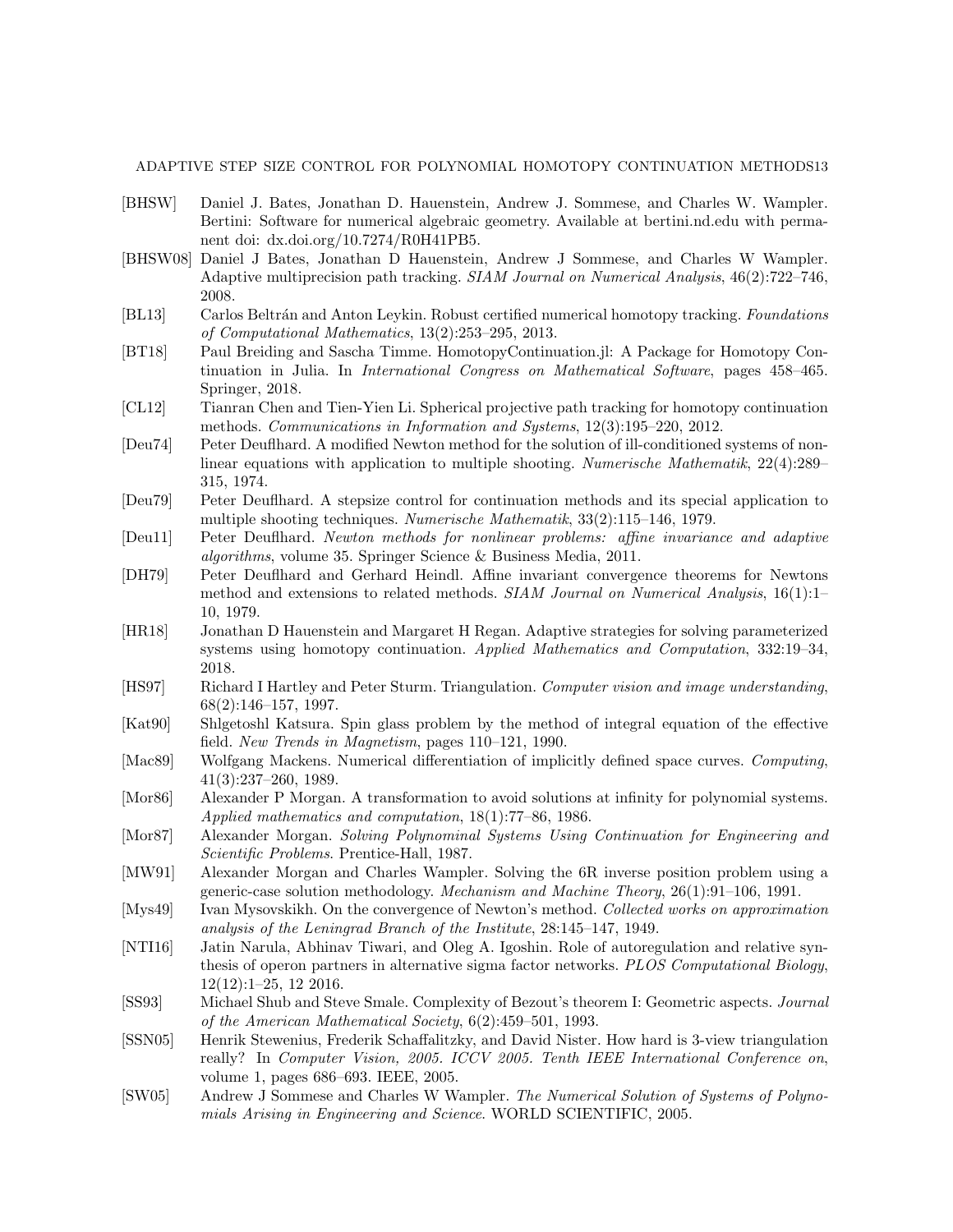- [BHSW] Daniel J. Bates, Jonathan D. Hauenstein, Andrew J. Sommese, and Charles W. Wampler. Bertini: Software for numerical algebraic geometry. Available at bertini.nd.edu with permanent doi: dx.doi.org/10.7274/R0H41PB5.
- [BHSW08] Daniel J Bates, Jonathan D Hauenstein, Andrew J Sommese, and Charles W Wampler. Adaptive multiprecision path tracking. *SIAM Journal on Numerical Analysis*, 46(2):722–746, 2008.
- [BL13] Carlos Beltrán and Anton Leykin. Robust certified numerical homotopy tracking. *Foundations of Computational Mathematics*, 13(2):253–295, 2013.
- [BT18] Paul Breiding and Sascha Timme. HomotopyContinuation.jl: A Package for Homotopy Continuation in Julia. In *International Congress on Mathematical Software*, pages 458–465. Springer, 2018.
- [CL12] Tianran Chen and Tien-Yien Li. Spherical projective path tracking for homotopy continuation methods. *Communications in Information and Systems*, 12(3):195–220, 2012.
- [Deu74] Peter Deuflhard. A modified Newton method for the solution of ill-conditioned systems of nonlinear equations with application to multiple shooting. *Numerische Mathematik*, 22(4):289–315, 1974.
- [Deu79] Peter Deuflhard. A stepsize control for continuation methods and its special application to multiple shooting techniques. *Numerische Mathematik*, 33(2):115–146, 1979.
- [Deu11] Peter Deuflhard. *Newton methods for nonlinear problems: affine invariance and adaptive algorithms*, volume 35. Springer Science & Business Media, 2011.
- [DH79] Peter Deuflhard and Gerhard Heindl. Affine invariant convergence theorems for Newtons method and extensions to related methods. *SIAM Journal on Numerical Analysis*, 16(1):1–10, 1979.
- [HR18] Jonathan D Hauenstein and Margaret H Regan. Adaptive strategies for solving parameterized systems using homotopy continuation. *Applied Mathematics and Computation*, 332:19–34, 2018.
- [HS97] Richard I Hartley and Peter Sturm. Triangulation. *Computer vision and image understanding*, 68(2):146–157, 1997.
- [Kat90] Shlgetoshl Katsura. Spin glass problem by the method of integral equation of the effective field. *New Trends in Magnetism*, pages 110–121, 1990.
- [Mac89] Wolfgang Mackens. Numerical differentiation of implicitly defined space curves. *Computing*, 41(3):237–260, 1989.
- [Mor86] Alexander P Morgan. A transformation to avoid solutions at infinity for polynomial systems. *Applied mathematics and computation*, 18(1):77–86, 1986.
- [Mor87] Alexander Morgan. *Solving Polynominal Systems Using Continuation for Engineering and Scientific Problems*. Prentice-Hall, 1987.
- [MW91] Alexander Morgan and Charles Wampler. Solving the 6R inverse position problem using a generic-case solution methodology. *Mechanism and Machine Theory*, 26(1):91–106, 1991.
- [Mys49] Ivan Mysovskikh. On the convergence of Newton's method. *Collected works on approximation analysis of the Leningrad Branch of the Institute*, 28:145–147, 1949.
- [NTI16] Jatin Narula, Abhinav Tiwari, and Oleg A. Igoshin. Role of autoregulation and relative synthesis of operon partners in alternative sigma factor networks. *PLOS Computational Biology*, 12(12):1–25, 12 2016.
- [SS93] Michael Shub and Steve Smale. Complexity of Bezout's theorem I: Geometric aspects. *Journal of the American Mathematical Society*, 6(2):459–501, 1993.
- [SSN05] Henrik Stewenius, Frederik Schaffalitzky, and David Nister. How hard is 3-view triangulation really? In *Computer Vision, 2005. ICCV 2005. Tenth IEEE International Conference on*, volume 1, pages 686–693. IEEE, 2005.
- [SW05] Andrew J Sommese and Charles W Wampler. *The Numerical Solution of Systems of Polynomials Arising in Engineering and Science*. WORLD SCIENTIFIC, 2005.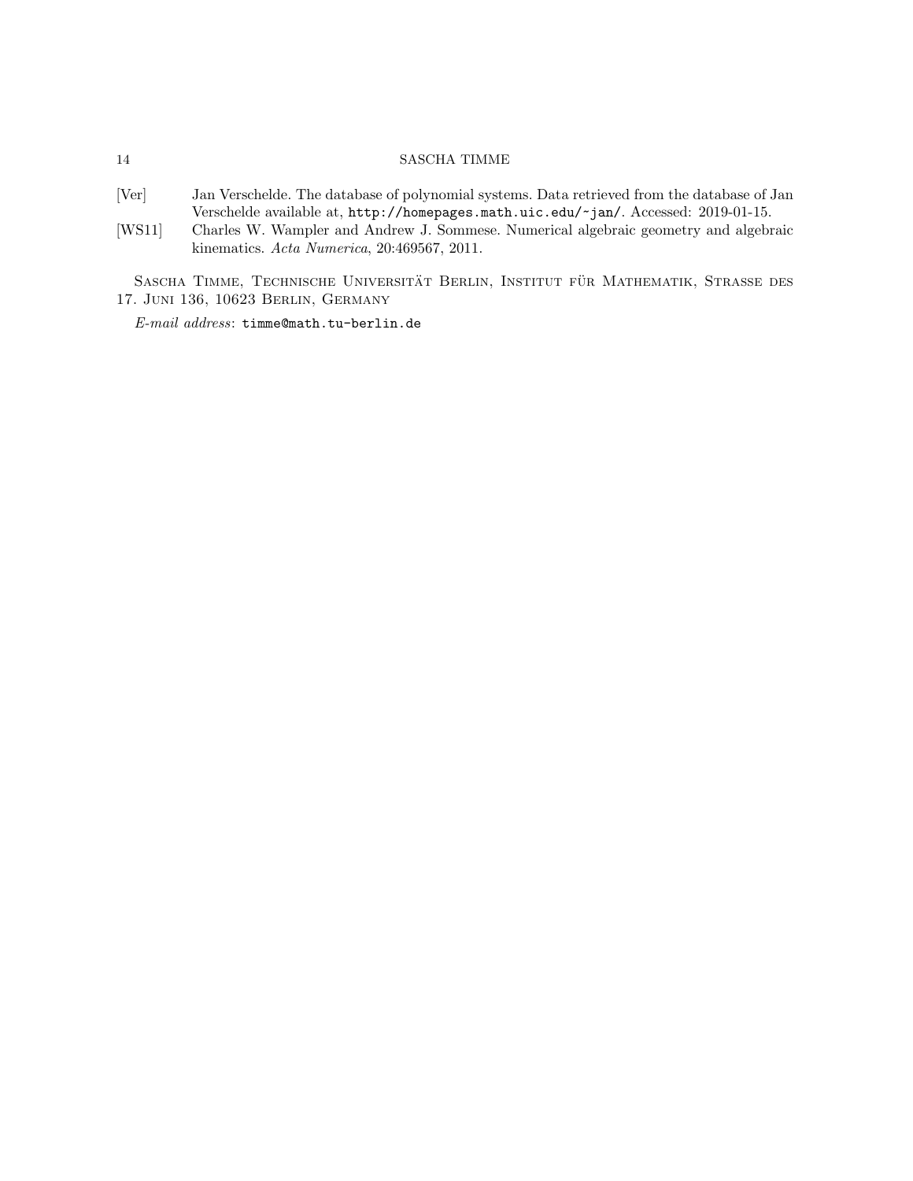[Ver] Jan Verschelde. The database of polynomial systems. Data retrieved from the database of Jan Verschelde available at, `http://homepages.math.uic.edu/~jan/`. Accessed: 2019-01-15.

[WS11] Charles W. Wampler and Andrew J. Sommese. Numerical algebraic geometry and algebraic kinematics. *Acta Numerica*, 20:469567, 2011.

Sascha Timme, Technische Universität Berlin, Institut für Mathematik, Strasse des 17. Juni 136, 10623 Berlin, Germany

*E-mail address*: `timme@math.tu-berlin.de`